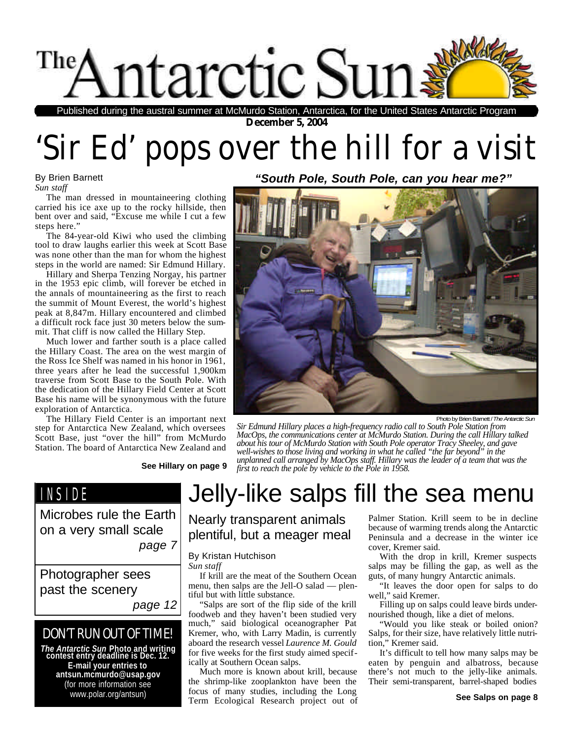# The Antarctic Sun

Published during the austral summer at McMurdo Station, Antarctica, for the United States Antarctic Program

**December 5, 2004**

# 'Sir Ed' pops over the hill for a visit

By Brien Barnett
*Sun staff*

The man dressed in mountaineering clothing carried his ice axe up to the rocky hillside, then bent over and said, "Excuse me while I cut a few steps here."

The 84-year-old Kiwi who used the climbing tool to draw laughs earlier this week at Scott Base was none other than the man for whom the highest steps in the world are named: Sir Edmund Hillary.

Hillary and Sherpa Tenzing Norgay, his partner in the 1953 epic climb, will forever be etched in the annals of mountaineering as the first to reach the summit of Mount Everest, the world's highest peak at 8,847m. Hillary encountered and climbed a difficult rock face just 30 meters below the summit. That cliff is now called the Hillary Step.

Much lower and farther south is a place called the Hillary Coast. The area on the west margin of the Ross Ice Shelf was named in his honor in 1961, three years after he lead the successful 1,900km traverse from Scott Base to the South Pole. With the dedication of the Hillary Field Center at Scott Base his name will be synonymous with the future exploration of Antarctica.

The Hillary Field Center is an important next step for Antarctica New Zealand, which oversees Scott Base, just "over the hill" from McMurdo Station. The board of Antarctica New Zealand and

**See Hillary on page 9**

***"South Pole, South Pole, can you hear me?"***

Photo by Brien Barnett / *The Antarctic Sun*

*Sir Edmund Hillary places a high-frequency radio call to South Pole Station from MacOps, the communications center at McMurdo Station. During the call Hillary talked about his tour of McMurdo Station with South Pole operator Tracy Sheeley, and gave well-wishes to those living and working in what he called "the far beyond" in the unplanned call arranged by MacOps staff. Hillary was the leader of a team that was the first to reach the pole by vehicle to the Pole in 1958.*

## INSIDE

Microbes rule the Earth on a very small scale — *page 7*

Photographer sees past the scenery — *page 12*

### DON'T RUN OUT OF TIME!

***The Antarctic Sun* Photo and writing contest entry deadline is Dec. 12.**
**E-mail your entries to antsun.mcmurdo@usap.gov**
(for more information see www.polar.org/antsun)

# Jelly-like salps fill the sea menu

## Nearly transparent animals plentiful, but a meager meal

By Kristan Hutchison
*Sun staff*

If krill are the meat of the Southern Ocean menu, then salps are the Jell-O salad — plentiful but with little substance.

"Salps are sort of the flip side of the krill foodweb and they haven't been studied very much," said biological oceanographer Pat Kremer, who, with Larry Madin, is currently aboard the research vessel *Laurence M. Gould* for five weeks for the first study aimed specifically at Southern Ocean salps.

Much more is known about krill, because the shrimp-like zooplankton have been the focus of many studies, including the Long Term Ecological Research project out of Palmer Station. Krill seem to be in decline because of warming trends along the Antarctic Peninsula and a decrease in the winter ice cover, Kremer said.

With the drop in krill, Kremer suspects salps may be filling the gap, as well as the guts, of many hungry Antarctic animals.

"It leaves the door open for salps to do well," said Kremer.

Filling up on salps could leave birds undernourished though, like a diet of melons.

"Would you like steak or boiled onion? Salps, for their size, have relatively little nutrition," Kremer said.

It's difficult to tell how many salps may be eaten by penguin and albatross, because there's not much to the jelly-like animals. Their semi-transparent, barrel-shaped bodies

**See Salps on page 8**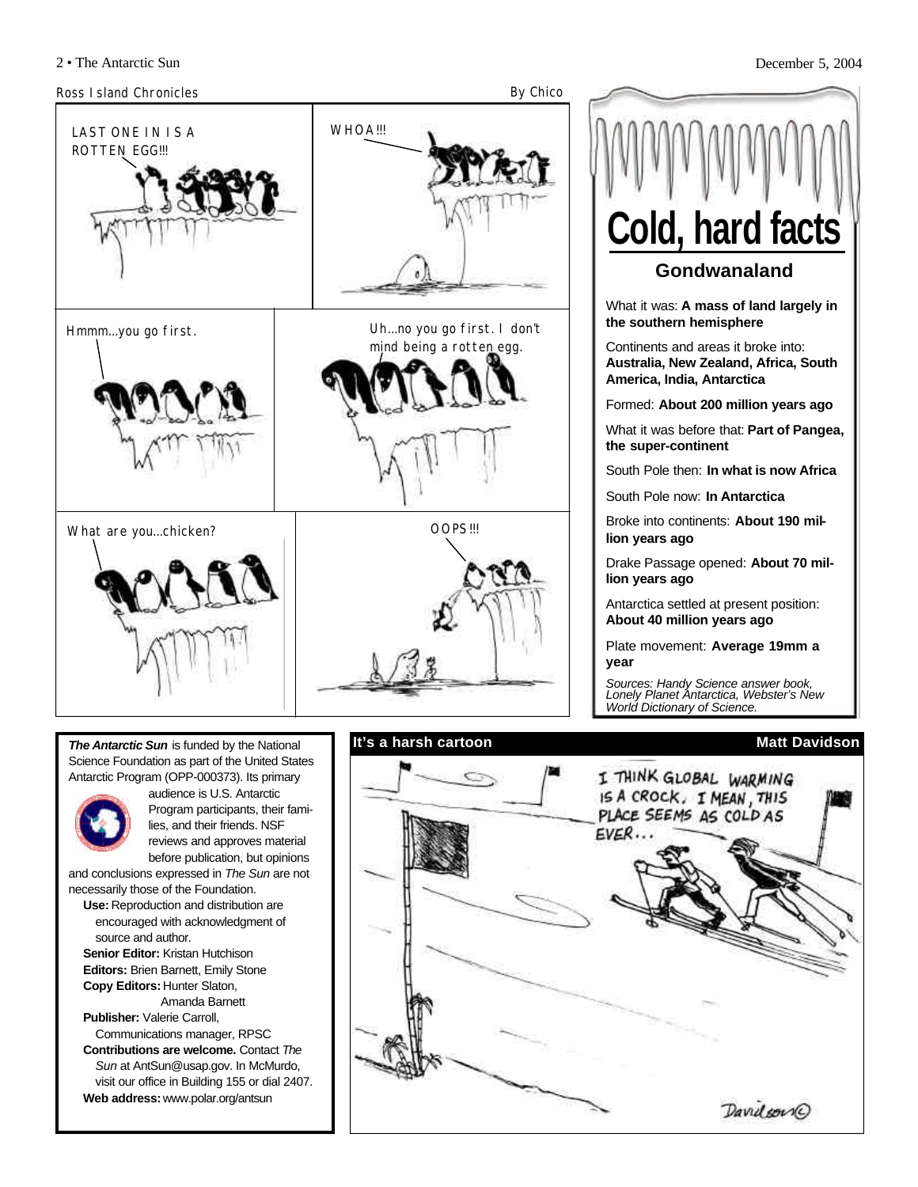Ross Island Chronicles

By Chico

LAST ONE IN IS A ROTTEN EGG!!!

WHOA!!!

Hmmm...you go first.

Uh...no you go first. I don't mind being a rotten egg.

What are you...chicken?

OOPS!!!

# Cold, hard facts

## Gondwanaland

What it was: **A mass of land largely in the southern hemisphere**

Continents and areas it broke into: **Australia, New Zealand, Africa, South America, India, Antarctica**

Formed: **About 200 million years ago**

What it was before that: **Part of Pangea, the super-continent**

South Pole then: **In what is now Africa**

South Pole now: **In Antarctica**

Broke into continents: **About 190 million years ago**

Drake Passage opened: **About 70 million years ago**

Antarctica settled at present position: **About 40 million years ago**

Plate movement: **Average 19mm a year**

*Sources: Handy Science answer book, Lonely Planet Antarctica, Webster's New World Dictionary of Science.*

***The Antarctic Sun*** is funded by the National Science Foundation as part of the United States Antarctic Program (OPP-000373). Its primary audience is U.S. Antarctic Program participants, their families, and their friends. NSF reviews and approves material before publication, but opinions and conclusions expressed in *The Sun* are not necessarily those of the Foundation.

**Use:** Reproduction and distribution are encouraged with acknowledgment of source and author.

**Senior Editor:** Kristan Hutchison

**Editors:** Brien Barnett, Emily Stone

**Copy Editors:** Hunter Slaton, Amanda Barnett

**Publisher:** Valerie Carroll, Communications manager, RPSC

**Contributions are welcome.** Contact *The Sun* at AntSun@usap.gov. In McMurdo, visit our office in Building 155 or dial 2407.

**Web address:** www.polar.org/antsun

**It's a harsh cartoon** — **Matt Davidson**

I THINK GLOBAL WARMING IS A CROCK. I MEAN, THIS PLACE SEEMS AS COLD AS EVER...

Davidson©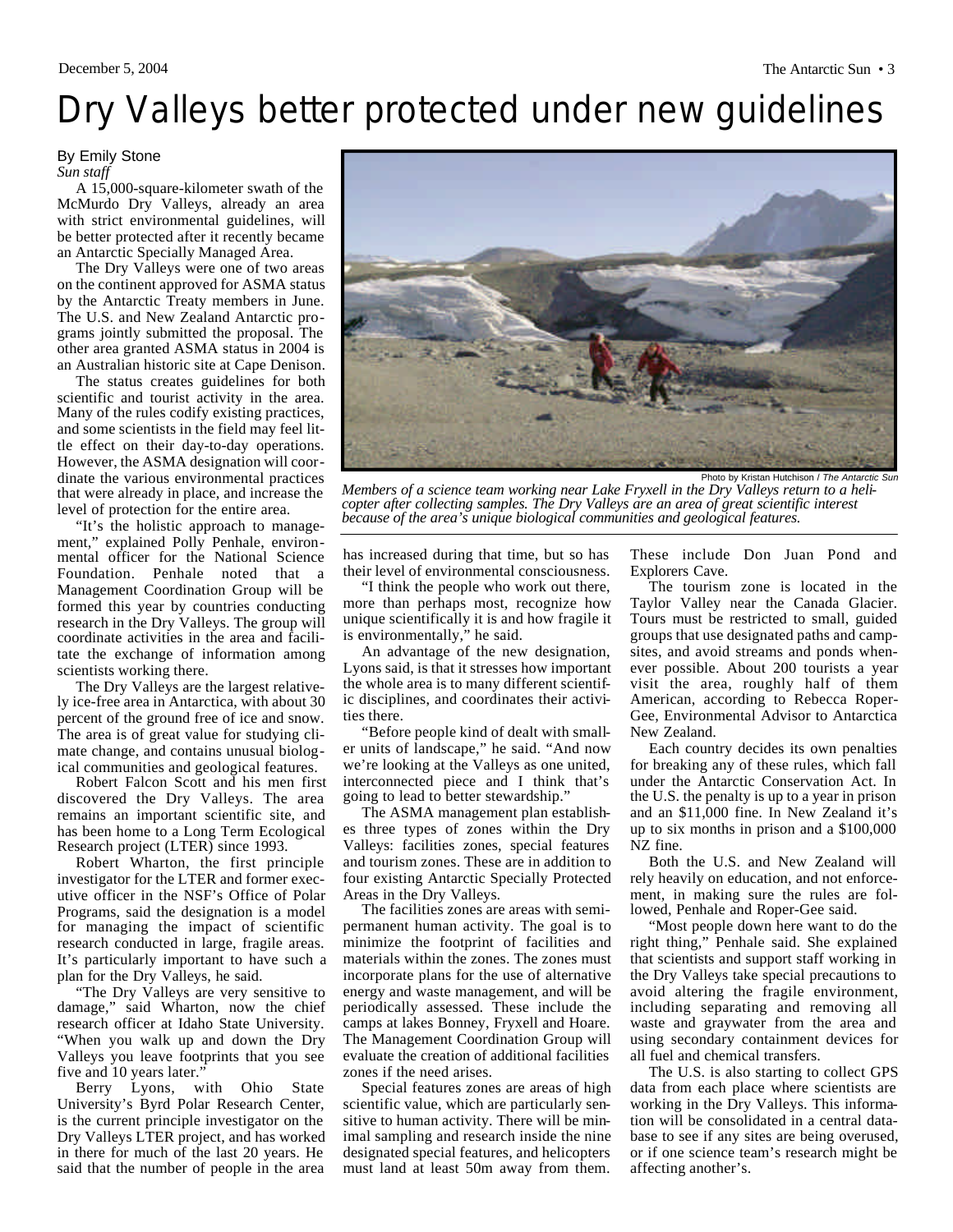# Dry Valleys better protected under new guidelines

By Emily Stone
*Sun staff*

A 15,000-square-kilometer swath of the McMurdo Dry Valleys, already an area with strict environmental guidelines, will be better protected after it recently became an Antarctic Specially Managed Area.

The Dry Valleys were one of two areas on the continent approved for ASMA status by the Antarctic Treaty members in June. The U.S. and New Zealand Antarctic programs jointly submitted the proposal. The other area granted ASMA status in 2004 is an Australian historic site at Cape Denison.

The status creates guidelines for both scientific and tourist activity in the area. Many of the rules codify existing practices, and some scientists in the field may feel little effect on their day-to-day operations. However, the ASMA designation will coordinate the various environmental practices that were already in place, and increase the level of protection for the entire area.

"It's the holistic approach to management," explained Polly Penhale, environmental officer for the National Science Foundation. Penhale noted that a Management Coordination Group will be formed this year by countries conducting research in the Dry Valleys. The group will coordinate activities in the area and facilitate the exchange of information among scientists working there.

The Dry Valleys are the largest relatively ice-free area in Antarctica, with about 30 percent of the ground free of ice and snow. The area is of great value for studying climate change, and contains unusual biological communities and geological features.

Robert Falcon Scott and his men first discovered the Dry Valleys. The area remains an important scientific site, and has been home to a Long Term Ecological Research project (LTER) since 1993.

Robert Wharton, the first principle investigator for the LTER and former executive officer in the NSF's Office of Polar Programs, said the designation is a model for managing the impact of scientific research conducted in large, fragile areas. It's particularly important to have such a plan for the Dry Valleys, he said.

"The Dry Valleys are very sensitive to damage," said Wharton, now the chief research officer at Idaho State University. "When you walk up and down the Dry Valleys you leave footprints that you see five and 10 years later."

Berry Lyons, with Ohio State University's Byrd Polar Research Center, is the current principle investigator on the Dry Valleys LTER project, and has worked in there for much of the last 20 years. He said that the number of people in the area has increased during that time, but so has their level of environmental consciousness.

Photo by Kristan Hutchison / *The Antarctic Sun*

*Members of a science team working near Lake Fryxell in the Dry Valleys return to a helicopter after collecting samples. The Dry Valleys are an area of great scientific interest because of the area's unique biological communities and geological features.*

"I think the people who work out there, more than perhaps most, recognize how unique scientifically it is and how fragile it is environmentally," he said.

An advantage of the new designation, Lyons said, is that it stresses how important the whole area is to many different scientific disciplines, and coordinates their activities there.

"Before people kind of dealt with smaller units of landscape," he said. "And now we're looking at the Valleys as one united, interconnected piece and I think that's going to lead to better stewardship."

The ASMA management plan establishes three types of zones within the Dry Valleys: facilities zones, special features and tourism zones. These are in addition to four existing Antarctic Specially Protected Areas in the Dry Valleys.

The facilities zones are areas with semi-permanent human activity. The goal is to minimize the footprint of facilities and materials within the zones. The zones must incorporate plans for the use of alternative energy and waste management, and will be periodically assessed. These include the camps at lakes Bonney, Fryxell and Hoare. The Management Coordination Group will evaluate the creation of additional facilities zones if the need arises.

Special features zones are areas of high scientific value, which are particularly sensitive to human activity. There will be minimal sampling and research inside the nine designated special features, and helicopters must land at least 50m away from them. These include Don Juan Pond and Explorers Cave.

The tourism zone is located in the Taylor Valley near the Canada Glacier. Tours must be restricted to small, guided groups that use designated paths and campsites, and avoid streams and ponds whenever possible. About 200 tourists a year visit the area, roughly half of them American, according to Rebecca Roper-Gee, Environmental Advisor to Antarctica New Zealand.

Each country decides its own penalties for breaking any of these rules, which fall under the Antarctic Conservation Act. In the U.S. the penalty is up to a year in prison and an $11,000 fine. In New Zealand it's up to six months in prison and a $100,000 NZ fine.

Both the U.S. and New Zealand will rely heavily on education, and not enforcement, in making sure the rules are followed, Penhale and Roper-Gee said.

"Most people down here want to do the right thing," Penhale said. She explained that scientists and support staff working in the Dry Valleys take special precautions to avoid altering the fragile environment, including separating and removing all waste and graywater from the area and using secondary containment devices for all fuel and chemical transfers.

The U.S. is also starting to collect GPS data from each place where scientists are working in the Dry Valleys. This information will be consolidated in a central database to see if any sites are being overused, or if one science team's research might be affecting another's.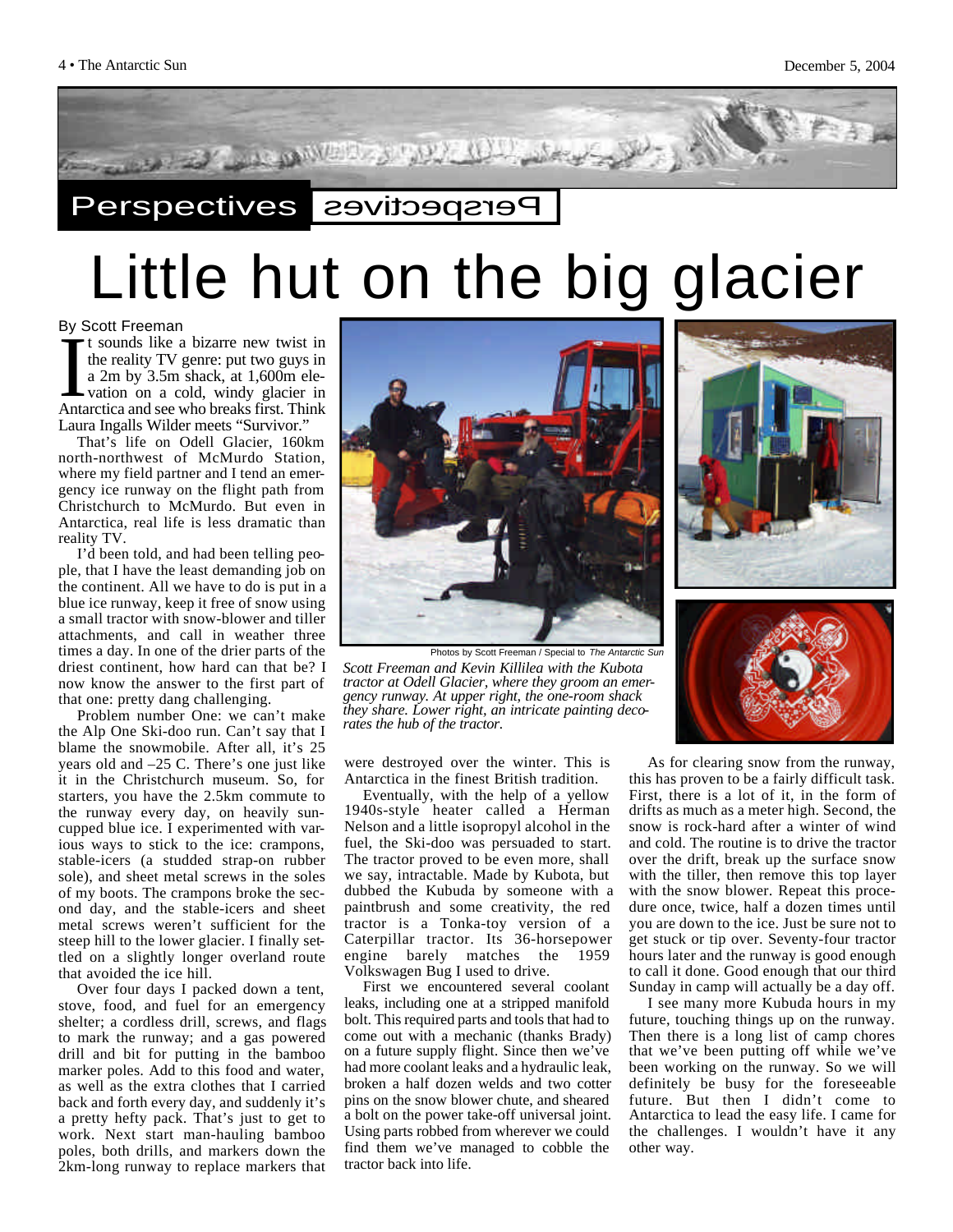Perspectives

# Little hut on the big glacier

By Scott Freeman

It sounds like a bizarre new twist in the reality TV genre: put two guys in a 2m by 3.5m shack, at 1,600m elevation on a cold, windy glacier in Antarctica and see who breaks first. Think Laura Ingalls Wilder meets "Survivor."

That's life on Odell Glacier, 160km north-northwest of McMurdo Station, where my field partner and I tend an emergency ice runway on the flight path from Christchurch to McMurdo. But even in Antarctica, real life is less dramatic than reality TV.

I'd been told, and had been telling people, that I have the least demanding job on the continent. All we have to do is put in a blue ice runway, keep it free of snow using a small tractor with snow-blower and tiller attachments, and call in weather three times a day. In one of the drier parts of the driest continent, how hard can that be? I now know the answer to the first part of that one: pretty dang challenging.

Problem number One: we can't make the Alp One Ski-doo run. Can't say that I blame the snowmobile. After all, it's 25 years old and –25 C. There's one just like it in the Christchurch museum. So, for starters, you have the 2.5km commute to the runway every day, on heavily suncupped blue ice. I experimented with various ways to stick to the ice: crampons, stable-icers (a studded strap-on rubber sole), and sheet metal screws in the soles of my boots. The crampons broke the second day, and the stable-icers and sheet metal screws weren't sufficient for the steep hill to the lower glacier. I finally settled on a slightly longer overland route that avoided the ice hill.

Over four days I packed down a tent, stove, food, and fuel for an emergency shelter; a cordless drill, screws, and flags to mark the runway; and a gas powered drill and bit for putting in the bamboo marker poles. Add to this food and water, as well as the extra clothes that I carried back and forth every day, and suddenly it's a pretty hefty pack. That's just to get to work. Next start man-hauling bamboo poles, both drills, and markers down the 2km-long runway to replace markers that were destroyed over the winter. This is Antarctica in the finest British tradition.

Eventually, with the help of a yellow 1940s-style heater called a Herman Nelson and a little isopropyl alcohol in the fuel, the Ski-doo was persuaded to start. The tractor proved to be even more, shall we say, intractable. Made by Kubota, but dubbed the Kubuda by someone with a paintbrush and some creativity, the red tractor is a Tonka-toy version of a Caterpillar tractor. Its 36-horsepower engine barely matches the 1959 Volkswagen Bug I used to drive.

First we encountered several coolant leaks, including one at a stripped manifold bolt. This required parts and tools that had to come out with a mechanic (thanks Brady) on a future supply flight. Since then we've had more coolant leaks and a hydraulic leak, broken a half dozen welds and two cotter pins on the snow blower chute, and sheared a bolt on the power take-off universal joint. Using parts robbed from wherever we could find them we've managed to cobble the tractor back into life.

Photos by Scott Freeman / Special to *The Antarctic Sun*

*Scott Freeman and Kevin Killilea with the Kubota tractor at Odell Glacier, where they groom an emergency runway. At upper right, the one-room shack they share. Lower right, an intricate painting decorates the hub of the tractor.*

As for clearing snow from the runway, this has proven to be a fairly difficult task. First, there is a lot of it, in the form of drifts as much as a meter high. Second, the snow is rock-hard after a winter of wind and cold. The routine is to drive the tractor over the drift, break up the surface snow with the tiller, then remove this top layer with the snow blower. Repeat this procedure once, twice, half a dozen times until you are down to the ice. Just be sure not to get stuck or tip over. Seventy-four tractor hours later and the runway is good enough to call it done. Good enough that our third Sunday in camp will actually be a day off.

I see many more Kubuda hours in my future, touching things up on the runway. Then there is a long list of camp chores that we've been putting off while we've been working on the runway. So we will definitely be busy for the foreseeable future. But then I didn't come to Antarctica to lead the easy life. I came for the challenges. I wouldn't have it any other way.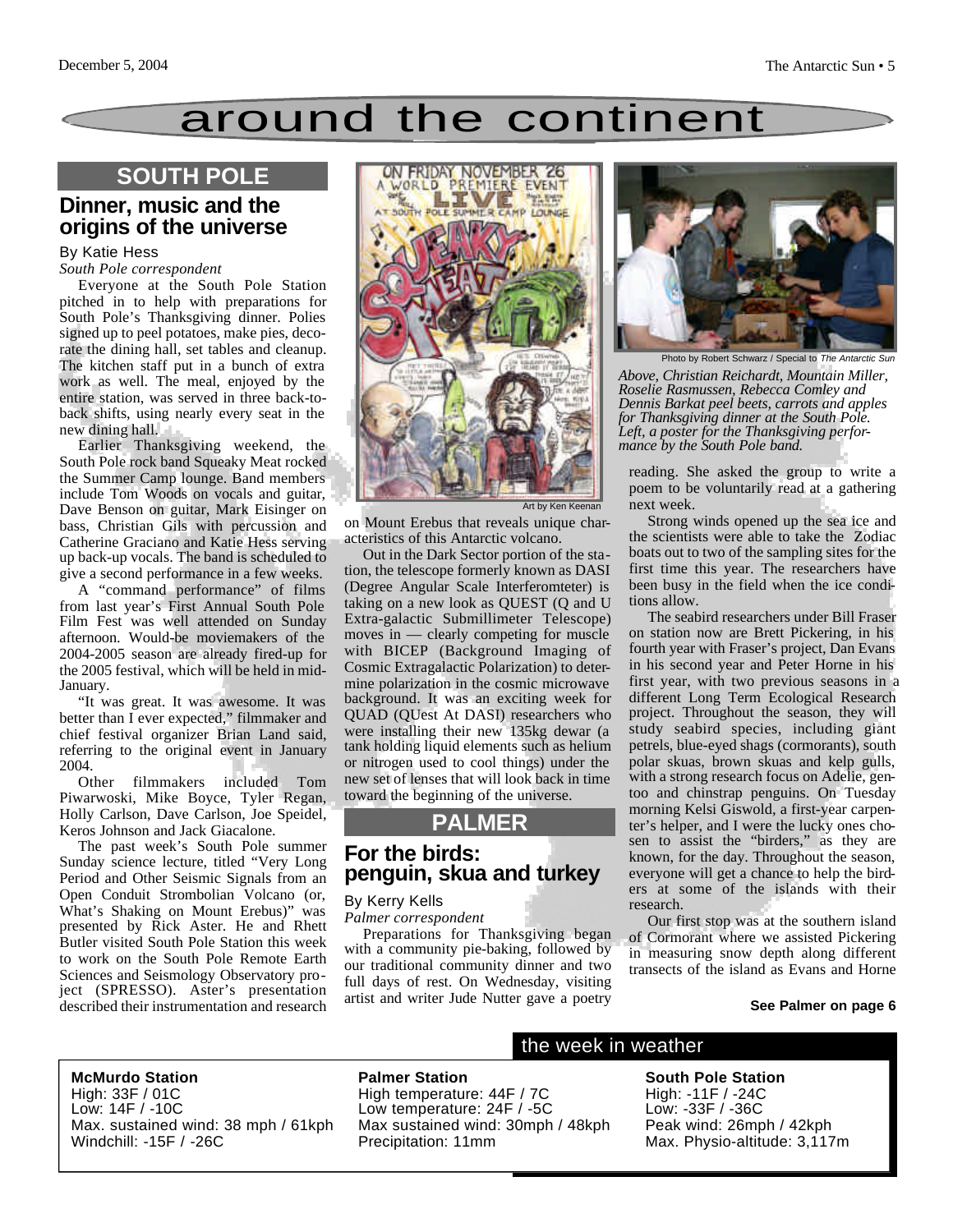# around the continent

## SOUTH POLE

### Dinner, music and the origins of the universe

By Katie Hess
*South Pole correspondent*

Everyone at the South Pole Station pitched in to help with preparations for South Pole's Thanksgiving dinner. Polies signed up to peel potatoes, make pies, decorate the dining hall, set tables and cleanup. The kitchen staff put in a bunch of extra work as well. The meal, enjoyed by the entire station, was served in three back-to-back shifts, using nearly every seat in the new dining hall.

Earlier Thanksgiving weekend, the South Pole rock band Squeaky Meat rocked the Summer Camp lounge. Band members include Tom Woods on vocals and guitar, Dave Benson on guitar, Mark Eisinger on bass, Christian Gils with percussion and Catherine Graciano and Katie Hess serving up back-up vocals. The band is scheduled to give a second performance in a few weeks.

A "command performance" of films from last year's First Annual South Pole Film Fest was well attended on Sunday afternoon. Would-be moviemakers of the 2004-2005 season are already fired-up for the 2005 festival, which will be held in mid-January.

"It was great. It was awesome. It was better than I ever expected," filmmaker and chief festival organizer Brian Land said, referring to the original event in January 2004.

Other filmmakers included Tom Piwarwoski, Mike Boyce, Tyler Regan, Holly Carlson, Dave Carlson, Joe Speidel, Keros Johnson and Jack Giacalone.

The past week's South Pole summer Sunday science lecture, titled "Very Long Period and Other Seismic Signals from an Open Conduit Strombolian Volcano (or, What's Shaking on Mount Erebus)" was presented by Rick Aster. He and Rhett Butler visited South Pole Station this week to work on the South Pole Remote Earth Sciences and Seismology Observatory project (SPRESSO). Aster's presentation described their instrumentation and research on Mount Erebus that reveals unique characteristics of this Antarctic volcano.

Art by Ken Keenan

Out in the Dark Sector portion of the station, the telescope formerly known as DASI (Degree Angular Scale Interferomteter) is taking on a new look as QUEST (Q and U Extra-galactic Submillimeter Telescope) moves in — clearly competing for muscle with BICEP (Background Imaging of Cosmic Extragalactic Polarization) to determine polarization in the cosmic microwave background. It was an exciting week for QUAD (QUest At DASI) researchers who were installing their new 135kg dewar (a tank holding liquid elements such as helium or nitrogen used to cool things) under the new set of lenses that will look back in time toward the beginning of the universe.

## PALMER

### For the birds: penguin, skua and turkey

By Kerry Kells
*Palmer correspondent*

Preparations for Thanksgiving began with a community pie-baking, followed by our traditional community dinner and two full days of rest. On Wednesday, visiting artist and writer Jude Nutter gave a poetry reading. She asked the group to write a poem to be voluntarily read at a gathering next week.

Photo by Robert Schwarz / Special to *The Antarctic Sun*

*Above, Christian Reichardt, Mountain Miller, Roselie Rasmussen, Rebecca Comley and Dennis Barkat peel beets, carrots and apples for Thanksgiving dinner at the South Pole. Left, a poster for the Thanksgiving performance by the South Pole band.*

Strong winds opened up the sea ice and the scientists were able to take the Zodiac boats out to two of the sampling sites for the first time this year. The researchers have been busy in the field when the ice conditions allow.

The seabird researchers under Bill Fraser on station now are Brett Pickering, in his fourth year with Fraser's project, Dan Evans in his second year and Peter Horne in his first year, with two previous seasons in a different Long Term Ecological Research project. Throughout the season, they will study seabird species, including giant petrels, blue-eyed shags (cormorants), south polar skuas, brown skuas and kelp gulls, with a strong research focus on Adelie, gentoo and chinstrap penguins. On Tuesday morning Kelsi Giswold, a first-year carpenter's helper, and I were the lucky ones chosen to assist the "birders," as they are known, for the day. Throughout the season, everyone will get a chance to help the birders at some of the islands with their research.

Our first stop was at the southern island of Cormorant where we assisted Pickering in measuring snow depth along different transects of the island as Evans and Horne

**See Palmer on page 6**

## the week in weather

**McMurdo Station**
High: 33F / 01C
Low: 14F / -10C
Max. sustained wind: 38 mph / 61kph
Windchill: -15F / -26C

**Palmer Station**
High temperature: 44F / 7C
Low temperature: 24F / -5C
Max sustained wind: 30mph / 48kph
Precipitation: 11mm

**South Pole Station**
High: -11F / -24C
Low: -33F / -36C
Peak wind: 26mph / 42kph
Max. Physio-altitude: 3,117m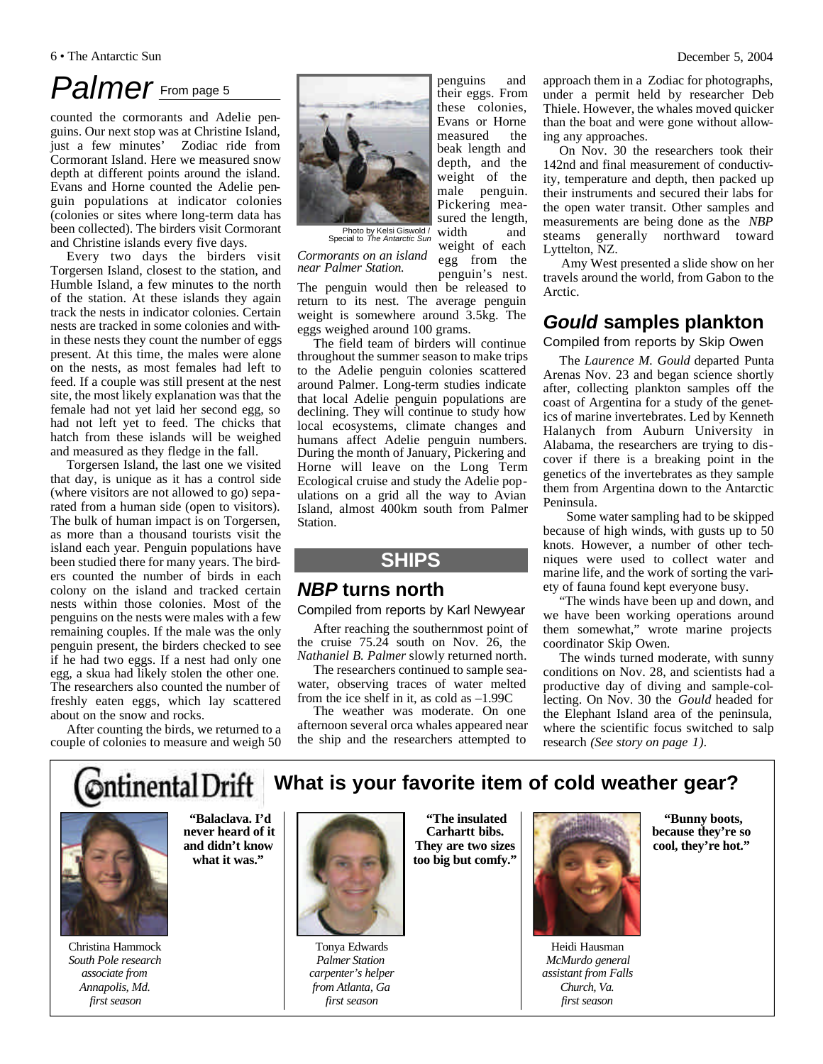# Palmer From page 5

counted the cormorants and Adelie penguins. Our next stop was at Christine Island, just a few minutes' Zodiac ride from Cormorant Island. Here we measured snow depth at different points around the island. Evans and Horne counted the Adelie penguin populations at indicator colonies (colonies or sites where long-term data has been collected). The birders visit Cormorant and Christine islands every five days.

Every two days the birders visit Torgersen Island, closest to the station, and Humble Island, a few minutes to the north of the station. At these islands they again track the nests in indicator colonies. Certain nests are tracked in some colonies and within these nests they count the number of eggs present. At this time, the males were alone on the nests, as most females had left to feed. If a couple was still present at the nest site, the most likely explanation was that the female had not yet laid her second egg, so had not left yet to feed. The chicks that hatch from these islands will be weighed and measured as they fledge in the fall.

Torgersen Island, the last one we visited that day, is unique as it has a control side (where visitors are not allowed to go) separated from a human side (open to visitors). The bulk of human impact is on Torgersen, as more than a thousand tourists visit the island each year. Penguin populations have been studied there for many years. The birders counted the number of birds in each colony on the island and tracked certain nests within those colonies. Most of the penguins on the nests were males with a few remaining couples. If the male was the only penguin present, the birders checked to see if he had two eggs. If a nest had only one egg, a skua had likely stolen the other one. The researchers also counted the number of freshly eaten eggs, which lay scattered about on the snow and rocks.

After counting the birds, we returned to a couple of colonies to measure and weigh 50 penguins and their eggs. From these colonies, Evans or Horne measured the beak length and depth, and the weight of the male penguin. Pickering measured the length, width and weight of each egg from the penguin's nest. The penguin would then be released to return to its nest. The average penguin weight is somewhere around 3.5kg. The eggs weighed around 100 grams.

Photo by Kelsi Giswold / Special to *The Antarctic Sun*

*Cormorants on an island near Palmer Station.*

The field team of birders will continue throughout the summer season to make trips to the Adelie penguin colonies scattered around Palmer. Long-term studies indicate that local Adelie penguin populations are declining. They will continue to study how local ecosystems, climate changes and humans affect Adelie penguin numbers. During the month of January, Pickering and Horne will leave on the Long Term Ecological cruise and study the Adelie populations on a grid all the way to Avian Island, almost 400km south from Palmer Station.

## SHIPS

### *NBP* turns north

Compiled from reports by Karl Newyear

After reaching the southernmost point of the cruise 75.24 south on Nov. 26, the *Nathaniel B. Palmer* slowly returned north.

The researchers continued to sample seawater, observing traces of water melted from the ice shelf in it, as cold as –1.99C

The weather was moderate. On one afternoon several orca whales appeared near the ship and the researchers attempted to approach them in a Zodiac for photographs, under a permit held by researcher Deb Thiele. However, the whales moved quicker than the boat and were gone without allowing any approaches.

On Nov. 30 the researchers took their 142nd and final measurement of conductivity, temperature and depth, then packed up their instruments and secured their labs for the open water transit. Other samples and measurements are being done as the *NBP* steams generally northward toward Lyttelton, NZ.

Amy West presented a slide show on her travels around the world, from Gabon to the Arctic.

### *Gould* samples plankton

Compiled from reports by Skip Owen

The *Laurence M. Gould* departed Punta Arenas Nov. 23 and began science shortly after, collecting plankton samples off the coast of Argentina for a study of the genetics of marine invertebrates. Led by Kenneth Halanych from Auburn University in Alabama, the researchers are trying to discover if there is a breaking point in the genetics of the invertebrates as they sample them from Argentina down to the Antarctic Peninsula.

Some water sampling had to be skipped because of high winds, with gusts up to 50 knots. However, a number of other techniques were used to collect water and marine life, and the work of sorting the variety of fauna found kept everyone busy.

"The winds have been up and down, and we have been working operations around them somewhat," wrote marine projects coordinator Skip Owen.

The winds turned moderate, with sunny conditions on Nov. 28, and scientists had a productive day of diving and sample-collecting. On Nov. 30 the *Gould* headed for the Elephant Island area of the peninsula, where the scientific focus switched to salp research *(See story on page 1)*.

## Continental Drift — What is your favorite item of cold weather gear?

**"Balaclava. I'd never heard of it and didn't know what it was."**

Christina Hammock
*South Pole research associate from Annapolis, Md. first season*

**"The insulated Carhartt bibs. They are two sizes too big but comfy."**

Tonya Edwards
*Palmer Station carpenter's helper from Atlanta, Ga first season*

**"Bunny boots, because they're so cool, they're hot."**

Heidi Hausman
*McMurdo general assistant from Falls Church, Va. first season*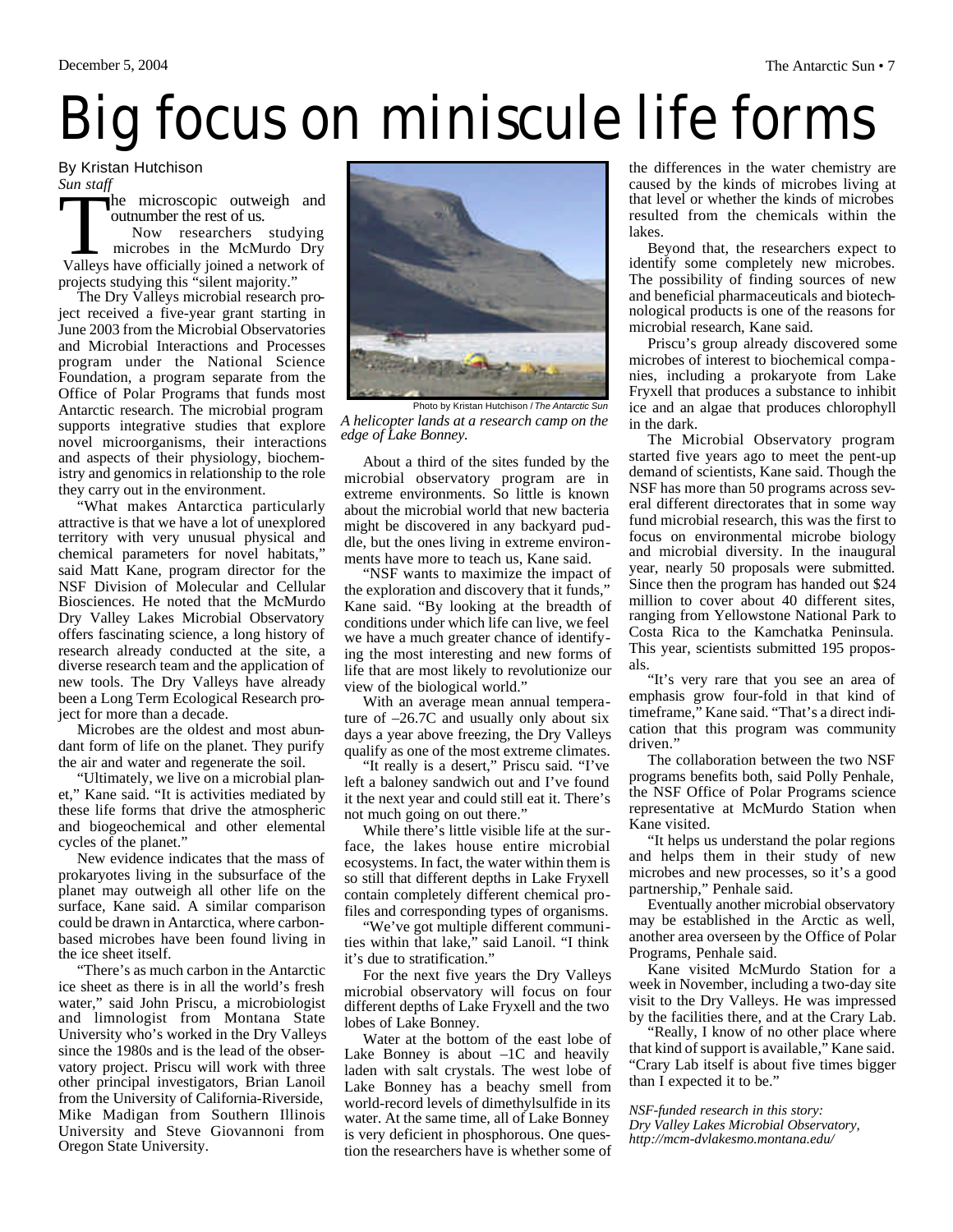# Big focus on miniscule life forms

By Kristan Hutchison
*Sun staff*

The microscopic outweigh and outnumber the rest of us.

Now researchers studying microbes in the McMurdo Dry Valleys have officially joined a network of projects studying this "silent majority."

The Dry Valleys microbial research project received a five-year grant starting in June 2003 from the Microbial Observatories and Microbial Interactions and Processes program under the National Science Foundation, a program separate from the Office of Polar Programs that funds most Antarctic research. The microbial program supports integrative studies that explore novel microorganisms, their interactions and aspects of their physiology, biochemistry and genomics in relationship to the role they carry out in the environment.

"What makes Antarctica particularly attractive is that we have a lot of unexplored territory with very unusual physical and chemical parameters for novel habitats," said Matt Kane, program director for the NSF Division of Molecular and Cellular Biosciences. He noted that the McMurdo Dry Valley Lakes Microbial Observatory offers fascinating science, a long history of research already conducted at the site, a diverse research team and the application of new tools. The Dry Valleys have already been a Long Term Ecological Research project for more than a decade.

Microbes are the oldest and most abundant form of life on the planet. They purify the air and water and regenerate the soil.

"Ultimately, we live on a microbial planet," Kane said. "It is activities mediated by these life forms that drive the atmospheric and biogeochemical and other elemental cycles of the planet."

New evidence indicates that the mass of prokaryotes living in the subsurface of the planet may outweigh all other life on the surface, Kane said. A similar comparison could be drawn in Antarctica, where carbon-based microbes have been found living in the ice sheet itself.

"There's as much carbon in the Antarctic ice sheet as there is in all the world's fresh water," said John Priscu, a microbiologist and limnologist from Montana State University who's worked in the Dry Valleys since the 1980s and is the lead of the observatory project. Priscu will work with three other principal investigators, Brian Lanoil from the University of California-Riverside, Mike Madigan from Southern Illinois University and Steve Giovannoni from Oregon State University.

Photo by Kristan Hutchison / *The Antarctic Sun*

*A helicopter lands at a research camp on the edge of Lake Bonney.*

About a third of the sites funded by the microbial observatory program are in extreme environments. So little is known about the microbial world that new bacteria might be discovered in any backyard puddle, but the ones living in extreme environments have more to teach us, Kane said.

"NSF wants to maximize the impact of the exploration and discovery that it funds," Kane said. "By looking at the breadth of conditions under which life can live, we feel we have a much greater chance of identifying the most interesting and new forms of life that are most likely to revolutionize our view of the biological world."

With an average mean annual temperature of –26.7C and usually only about six days a year above freezing, the Dry Valleys qualify as one of the most extreme climates.

"It really is a desert," Priscu said. "I've left a baloney sandwich out and I've found it the next year and could still eat it. There's not much going on out there."

While there's little visible life at the surface, the lakes house entire microbial ecosystems. In fact, the water within them is so still that different depths in Lake Fryxell contain completely different chemical profiles and corresponding types of organisms.

"We've got multiple different communities within that lake," said Lanoil. "I think it's due to stratification."

For the next five years the Dry Valleys microbial observatory will focus on four different depths of Lake Fryxell and the two lobes of Lake Bonney.

Water at the bottom of the east lobe of Lake Bonney is about –1C and heavily laden with salt crystals. The west lobe of Lake Bonney has a beachy smell from world-record levels of dimethylsulfide in its water. At the same time, all of Lake Bonney is very deficient in phosphorous. One question the researchers have is whether some of the differences in the water chemistry are caused by the kinds of microbes living at that level or whether the kinds of microbes resulted from the chemicals within the lakes.

Beyond that, the researchers expect to identify some completely new microbes. The possibility of finding sources of new and beneficial pharmaceuticals and biotechnological products is one of the reasons for microbial research, Kane said.

Priscu's group already discovered some microbes of interest to biochemical companies, including a prokaryote from Lake Fryxell that produces a substance to inhibit ice and an algae that produces chlorophyll in the dark.

The Microbial Observatory program started five years ago to meet the pent-up demand of scientists, Kane said. Though the NSF has more than 50 programs across several different directorates that in some way fund microbial research, this was the first to focus on environmental microbe biology and microbial diversity. In the inaugural year, nearly 50 proposals were submitted. Since then the program has handed out $24 million to cover about 40 different sites, ranging from Yellowstone National Park to Costa Rica to the Kamchatka Peninsula. This year, scientists submitted 195 proposals.

"It's very rare that you see an area of emphasis grow four-fold in that kind of timeframe," Kane said. "That's a direct indication that this program was community driven."

The collaboration between the two NSF programs benefits both, said Polly Penhale, the NSF Office of Polar Programs science representative at McMurdo Station when Kane visited.

"It helps us understand the polar regions and helps them in their study of new microbes and new processes, so it's a good partnership," Penhale said.

Eventually another microbial observatory may be established in the Arctic as well, another area overseen by the Office of Polar Programs, Penhale said.

Kane visited McMurdo Station for a week in November, including a two-day site visit to the Dry Valleys. He was impressed by the facilities there, and at the Crary Lab.

"Really, I know of no other place where that kind of support is available," Kane said. "Crary Lab itself is about five times bigger than I expected it to be."

*NSF-funded research in this story: Dry Valley Lakes Microbial Observatory, http://mcm-dvlakesmo.montana.edu/*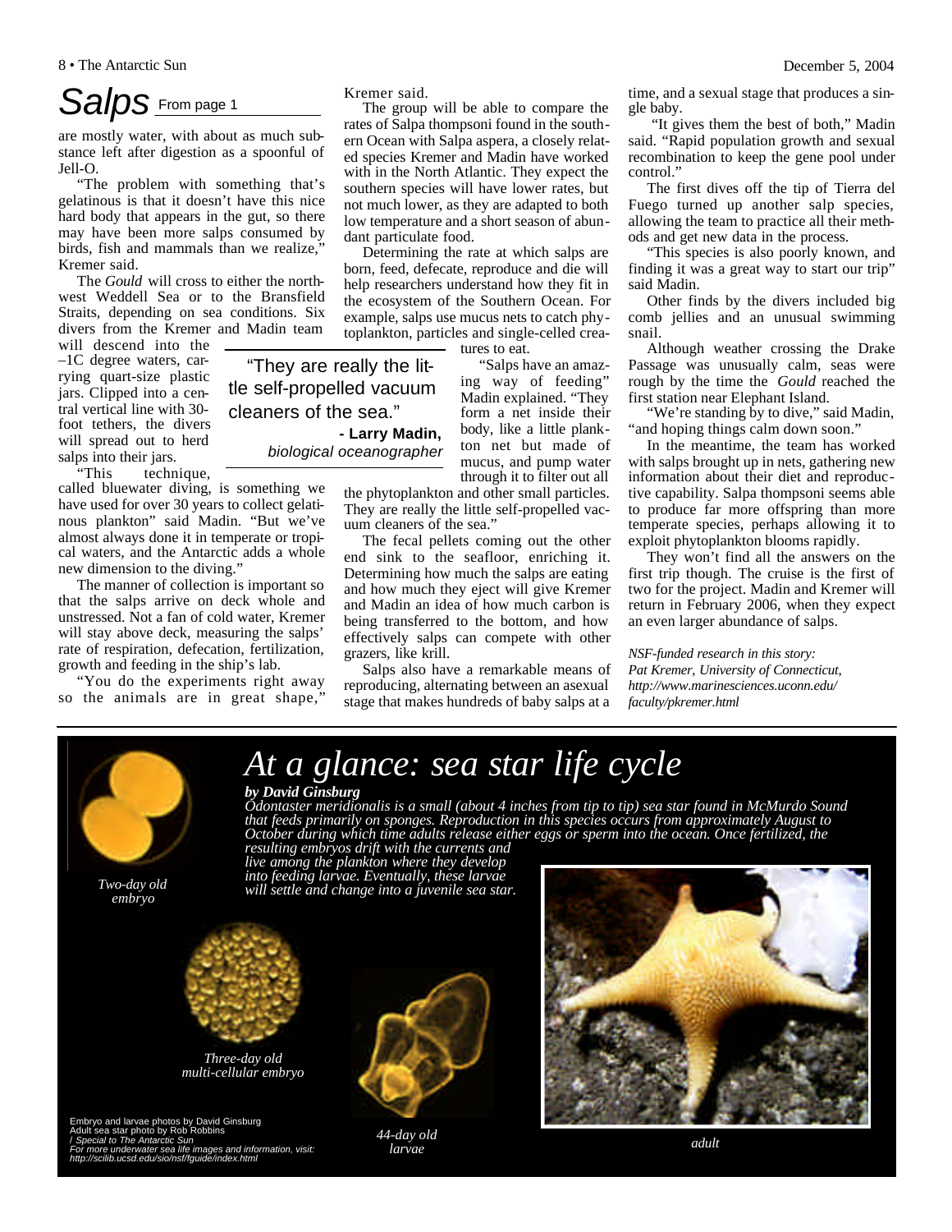# Salps From page 1

are mostly water, with about as much substance left after digestion as a spoonful of Jell-O.

"The problem with something that's gelatinous is that it doesn't have this nice hard body that appears in the gut, so there may have been more salps consumed by birds, fish and mammals than we realize," Kremer said.

The *Gould* will cross to either the northwest Weddell Sea or to the Bransfield Straits, depending on sea conditions. Six divers from the Kremer and Madin team will descend into the –1C degree waters, carrying quart-size plastic jars. Clipped into a central vertical line with 30-foot tethers, the divers will spread out to herd salps into their jars.

"This technique, called bluewater diving, is something we have used for over 30 years to collect gelatinous plankton" said Madin. "But we've almost always done it in temperate or tropical waters, and the Antarctic adds a whole new dimension to the diving."

The manner of collection is important so that the salps arrive on deck whole and unstressed. Not a fan of cold water, Kremer will stay above deck, measuring the salps' rate of respiration, defecation, fertilization, growth and feeding in the ship's lab.

"You do the experiments right away so the animals are in great shape," Kremer said.

The group will be able to compare the rates of Salpa thompsoni found in the southern Ocean with Salpa aspera, a closely related species Kremer and Madin have worked with in the North Atlantic. They expect the southern species will have lower rates, but not much lower, as they are adapted to both low temperature and a short season of abundant particulate food.

Determining the rate at which salps are born, feed, defecate, reproduce and die will help researchers understand how they fit in the ecosystem of the Southern Ocean. For example, salps use mucus nets to catch phytoplankton, particles and single-celled creatures to eat.

> "They are really the little self-propelled vacuum cleaners of the sea."
>
> **- Larry Madin,** *biological oceanographer*

"Salps have an amazing way of feeding" Madin explained. "They form a net inside their body, like a little plankton net but made of mucus, and pump water through it to filter out all the phytoplankton and other small particles. They are really the little self-propelled vacuum cleaners of the sea."

The fecal pellets coming out the other end sink to the seafloor, enriching it. Determining how much the salps are eating and how much they eject will give Kremer and Madin an idea of how much carbon is being transferred to the bottom, and how effectively salps can compete with other grazers, like krill.

Salps also have a remarkable means of reproducing, alternating between an asexual stage that makes hundreds of baby salps at a time, and a sexual stage that produces a single baby.

"It gives them the best of both," Madin said. "Rapid population growth and sexual recombination to keep the gene pool under control."

The first dives off the tip of Tierra del Fuego turned up another salp species, allowing the team to practice all their methods and get new data in the process.

"This species is also poorly known, and finding it was a great way to start our trip" said Madin.

Other finds by the divers included big comb jellies and an unusual swimming snail.

Although weather crossing the Drake Passage was unusually calm, seas were rough by the time the *Gould* reached the first station near Elephant Island.

"We're standing by to dive," said Madin, "and hoping things calm down soon."

In the meantime, the team has worked with salps brought up in nets, gathering new information about their diet and reproductive capability. Salpa thompsoni seems able to produce far more offspring than more temperate species, perhaps allowing it to exploit phytoplankton blooms rapidly.

They won't find all the answers on the first trip though. The cruise is the first of two for the project. Madin and Kremer will return in February 2006, when they expect an even larger abundance of salps.

*NSF-funded research in this story:*
*Pat Kremer, University of Connecticut, http://www.marinesciences.uconn.edu/faculty/pkremer.html*

---

# At a glance: sea star life cycle

***by David Ginsburg***

*Odontaster meridionalis is a small (about 4 inches from tip to tip) sea star found in McMurdo Sound that feeds primarily on sponges. Reproduction in this species occurs from approximately August to October during which time adults release either eggs or sperm into the ocean. Once fertilized, the resulting embryos drift with the currents and live among the plankton where they develop into feeding larvae. Eventually, these larvae will settle and change into a juvenile sea star.*

*Two-day old embryo*

*Three-day old multi-cellular embryo*

*44-day old larvae*

*adult*

Embryo and larvae photos by David Ginsburg
Adult sea star photo by Rob Robbins
*/ Special to The Antarctic Sun*
*For more underwater sea life images and information, visit: http://scilib.ucsd.edu/sio/nsf/fguide/index.html*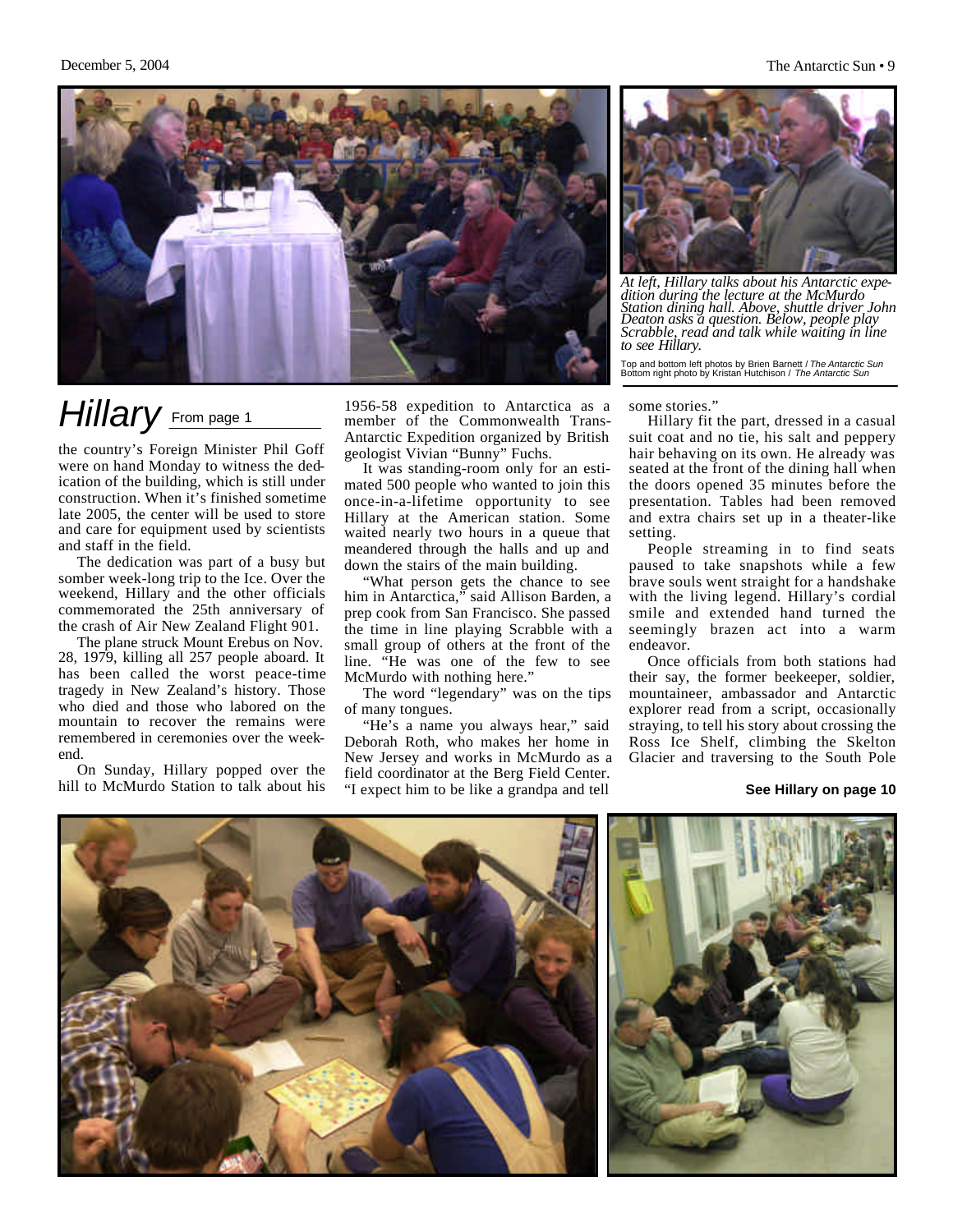*At left, Hillary talks about his Antarctic expedition during the lecture at the McMurdo Station dining hall. Above, shuttle driver John Deaton asks a question. Below, people play Scrabble, read and talk while waiting in line to see Hillary.*

Top and bottom left photos by Brien Barnett / *The Antarctic Sun*
Bottom right photo by Kristan Hutchison / *The Antarctic Sun*

# *Hillary* From page 1

the country's Foreign Minister Phil Goff were on hand Monday to witness the dedication of the building, which is still under construction. When it's finished sometime late 2005, the center will be used to store and care for equipment used by scientists and staff in the field.

The dedication was part of a busy but somber week-long trip to the Ice. Over the weekend, Hillary and the other officials commemorated the 25th anniversary of the crash of Air New Zealand Flight 901.

The plane struck Mount Erebus on Nov. 28, 1979, killing all 257 people aboard. It has been called the worst peace-time tragedy in New Zealand's history. Those who died and those who labored on the mountain to recover the remains were remembered in ceremonies over the weekend.

On Sunday, Hillary popped over the hill to McMurdo Station to talk about his 1956-58 expedition to Antarctica as a member of the Commonwealth Trans-Antarctic Expedition organized by British geologist Vivian "Bunny" Fuchs.

It was standing-room only for an estimated 500 people who wanted to join this once-in-a-lifetime opportunity to see Hillary at the American station. Some waited nearly two hours in a queue that meandered through the halls and up and down the stairs of the main building.

"What person gets the chance to see him in Antarctica," said Allison Barden, a prep cook from San Francisco. She passed the time in line playing Scrabble with a small group of others at the front of the line. "He was one of the few to see McMurdo with nothing here."

The word "legendary" was on the tips of many tongues.

"He's a name you always hear," said Deborah Roth, who makes her home in New Jersey and works in McMurdo as a field coordinator at the Berg Field Center. "I expect him to be like a grandpa and tell some stories."

Hillary fit the part, dressed in a casual suit coat and no tie, his salt and peppery hair behaving on its own. He already was seated at the front of the dining hall when the doors opened 35 minutes before the presentation. Tables had been removed and extra chairs set up in a theater-like setting.

People streaming in to find seats paused to take snapshots while a few brave souls went straight for a handshake with the living legend. Hillary's cordial smile and extended hand turned the seemingly brazen act into a warm endeavor.

Once officials from both stations had their say, the former beekeeper, soldier, mountaineer, ambassador and Antarctic explorer read from a script, occasionally straying, to tell his story about crossing the Ross Ice Shelf, climbing the Skelton Glacier and traversing to the South Pole

**See Hillary on page 10**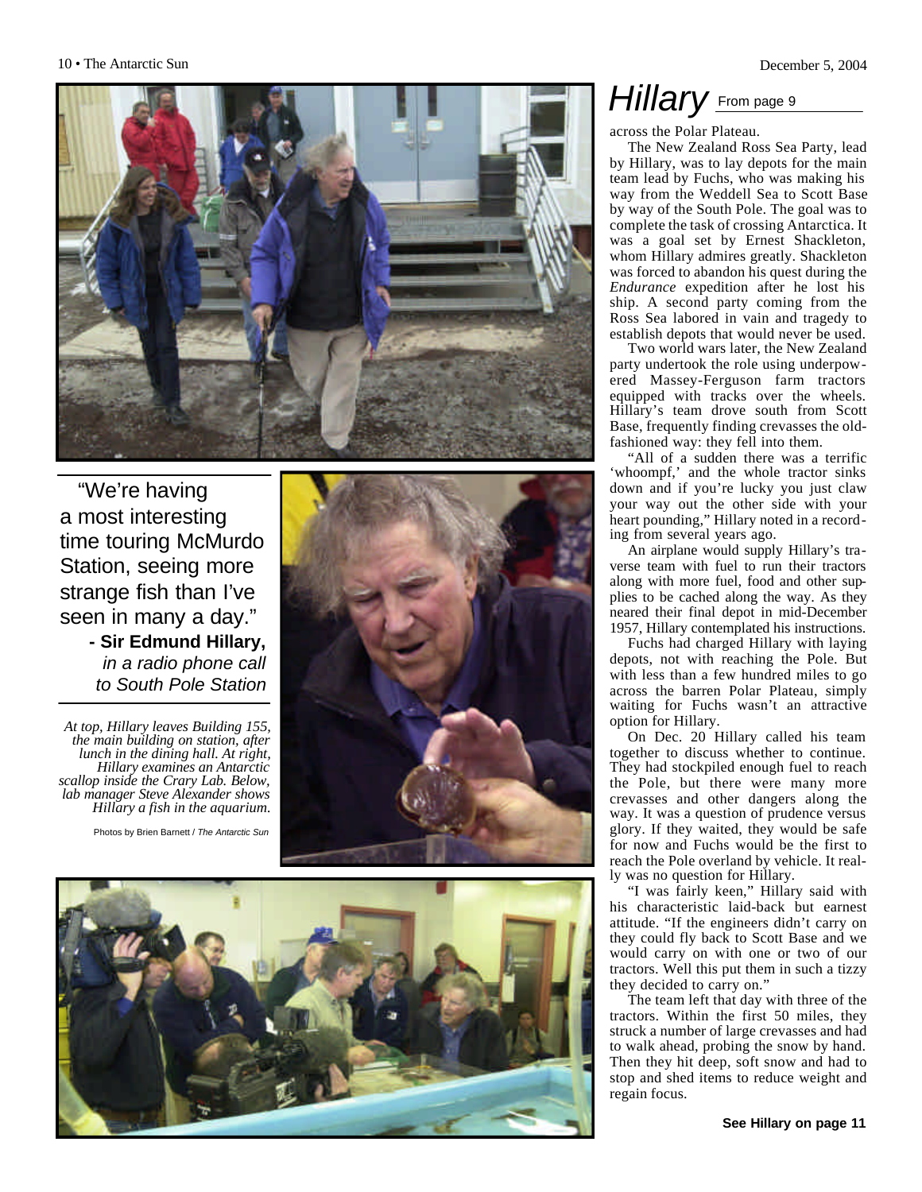"We're having a most interesting time touring McMurdo Station, seeing more strange fish than I've seen in many a day."

**- Sir Edmund Hillary,** *in a radio phone call to South Pole Station*

*At top, Hillary leaves Building 155, the main building on station, after lunch in the dining hall. At right, Hillary examines an Antarctic scallop inside the Crary Lab. Below, lab manager Steve Alexander shows Hillary a fish in the aquarium.*

Photos by Brien Barnett / *The Antarctic Sun*

# *Hillary* From page 9

across the Polar Plateau.

The New Zealand Ross Sea Party, lead by Hillary, was to lay depots for the main team lead by Fuchs, who was making his way from the Weddell Sea to Scott Base by way of the South Pole. The goal was to complete the task of crossing Antarctica. It was a goal set by Ernest Shackleton, whom Hillary admires greatly. Shackleton was forced to abandon his quest during the *Endurance* expedition after he lost his ship. A second party coming from the Ross Sea labored in vain and tragedy to establish depots that would never be used.

Two world wars later, the New Zealand party undertook the role using underpowered Massey-Ferguson farm tractors equipped with tracks over the wheels. Hillary's team drove south from Scott Base, frequently finding crevasses the old-fashioned way: they fell into them.

"All of a sudden there was a terrific 'whoompf,' and the whole tractor sinks down and if you're lucky you just claw your way out the other side with your heart pounding," Hillary noted in a recording from several years ago.

An airplane would supply Hillary's traverse team with fuel to run their tractors along with more fuel, food and other supplies to be cached along the way. As they neared their final depot in mid-December 1957, Hillary contemplated his instructions.

Fuchs had charged Hillary with laying depots, not with reaching the Pole. But with less than a few hundred miles to go across the barren Polar Plateau, simply waiting for Fuchs wasn't an attractive option for Hillary.

On Dec. 20 Hillary called his team together to discuss whether to continue. They had stockpiled enough fuel to reach the Pole, but there were many more crevasses and other dangers along the way. It was a question of prudence versus glory. If they waited, they would be safe for now and Fuchs would be the first to reach the Pole overland by vehicle. It really was no question for Hillary.

"I was fairly keen," Hillary said with his characteristic laid-back but earnest attitude. "If the engineers didn't carry on they could fly back to Scott Base and we would carry on with one or two of our tractors. Well this put them in such a tizzy they decided to carry on."

The team left that day with three of the tractors. Within the first 50 miles, they struck a number of large crevasses and had to walk ahead, probing the snow by hand. Then they hit deep, soft snow and had to stop and shed items to reduce weight and regain focus.

**See Hillary on page 11**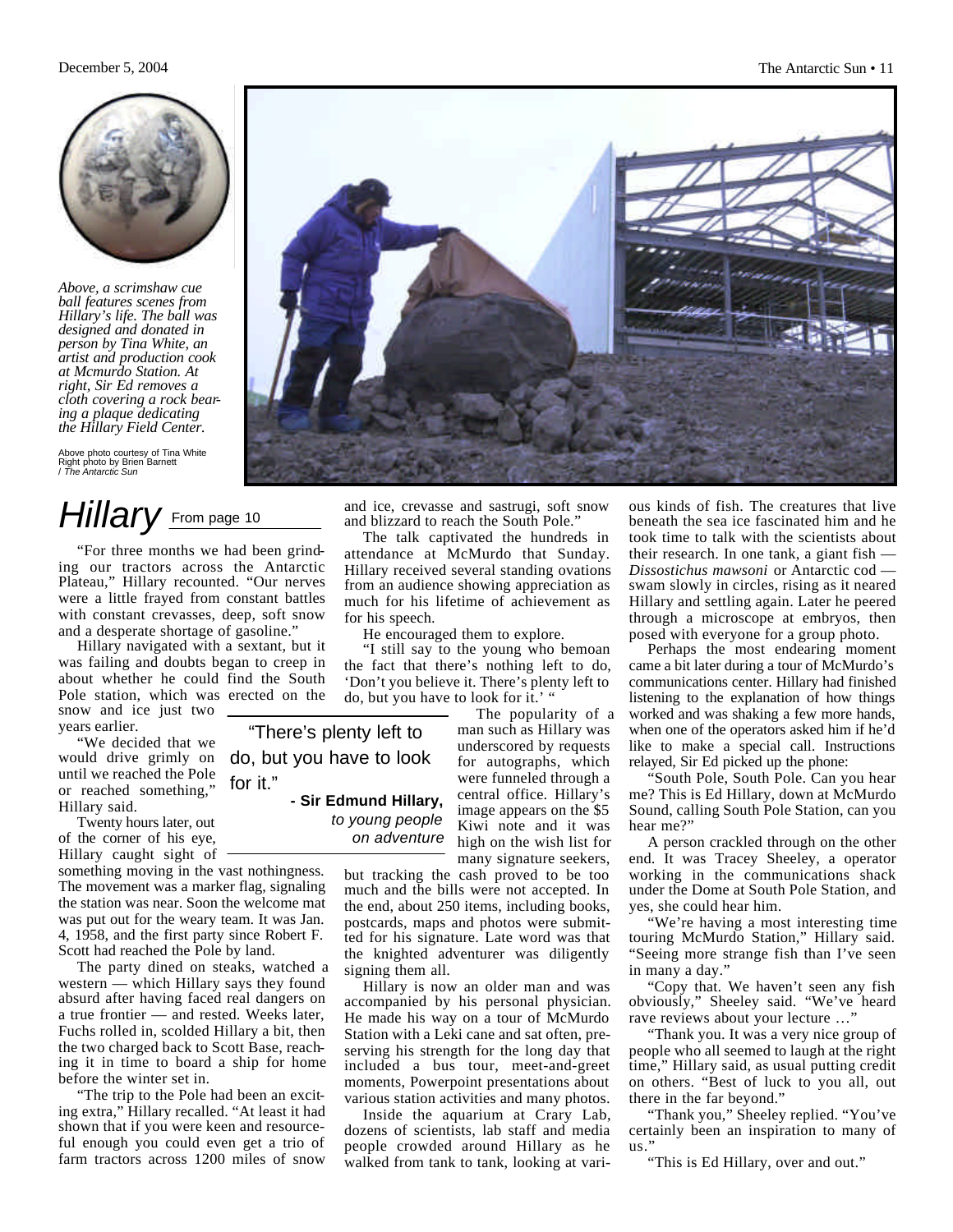*Above, a scrimshaw cue ball features scenes from Hillary's life. The ball was designed and donated in person by Tina White, an artist and production cook at Mcmurdo Station. At right, Sir Ed removes a cloth covering a rock bearing a plaque dedicating the Hillary Field Center.*

Above photo courtesy of Tina White
Right photo by Brien Barnett / *The Antarctic Sun*

# *Hillary* From page 10

"For three months we had been grinding our tractors across the Antarctic Plateau," Hillary recounted. "Our nerves were a little frayed from constant battles with constant crevasses, deep, soft snow and a desperate shortage of gasoline."

Hillary navigated with a sextant, but it was failing and doubts began to creep in about whether he could find the South Pole station, which was erected on the snow and ice just two years earlier.

"We decided that we would drive grimly on until we reached the Pole or reached something," Hillary said.

Twenty hours later, out of the corner of his eye, Hillary caught sight of something moving in the vast nothingness. The movement was a marker flag, signaling the station was near. Soon the welcome mat was put out for the weary team. It was Jan. 4, 1958, and the first party since Robert F. Scott had reached the Pole by land.

The party dined on steaks, watched a western — which Hillary says they found absurd after having faced real dangers on a true frontier — and rested. Weeks later, Fuchs rolled in, scolded Hillary a bit, then the two charged back to Scott Base, reaching it in time to board a ship for home before the winter set in.

"The trip to the Pole had been an exciting extra," Hillary recalled. "At least it had shown that if you were keen and resourceful enough you could even get a trio of farm tractors across 1200 miles of snow and ice, crevasse and sastrugi, soft snow and blizzard to reach the South Pole."

The talk captivated the hundreds in attendance at McMurdo that Sunday. Hillary received several standing ovations from an audience showing appreciation as much for his lifetime of achievement as for his speech.

He encouraged them to explore.

"I still say to the young who bemoan the fact that there's nothing left to do, 'Don't you believe it. There's plenty left to do, but you have to look for it.' "

> "There's plenty left to do, but you have to look for it."
>
> **- Sir Edmund Hillary,** *to young people on adventure*

The popularity of a man such as Hillary was underscored by requests for autographs, which were funneled through a central office. Hillary's image appears on the $5 Kiwi note and it was high on the wish list for many signature seekers, but tracking the cash proved to be too much and the bills were not accepted. In the end, about 250 items, including books, postcards, maps and photos were submitted for his signature. Late word was that the knighted adventurer was diligently signing them all.

Hillary is now an older man and was accompanied by his personal physician. He made his way on a tour of McMurdo Station with a Leki cane and sat often, preserving his strength for the long day that included a bus tour, meet-and-greet moments, Powerpoint presentations about various station activities and many photos.

Inside the aquarium at Crary Lab, dozens of scientists, lab staff and media people crowded around Hillary as he walked from tank to tank, looking at various kinds of fish. The creatures that live beneath the sea ice fascinated him and he took time to talk with the scientists about their research. In one tank, a giant fish — *Dissostichus mawsoni* or Antarctic cod — swam slowly in circles, rising as it neared Hillary and settling again. Later he peered through a microscope at embryos, then posed with everyone for a group photo.

Perhaps the most endearing moment came a bit later during a tour of McMurdo's communications center. Hillary had finished listening to the explanation of how things worked and was shaking a few more hands, when one of the operators asked him if he'd like to make a special call. Instructions relayed, Sir Ed picked up the phone:

"South Pole, South Pole. Can you hear me? This is Ed Hillary, down at McMurdo Sound, calling South Pole Station, can you hear me?"

A person crackled through on the other end. It was Tracey Sheeley, a operator working in the communications shack under the Dome at South Pole Station, and yes, she could hear him.

"We're having a most interesting time touring McMurdo Station," Hillary said. "Seeing more strange fish than I've seen in many a day."

"Copy that. We haven't seen any fish obviously," Sheeley said. "We've heard rave reviews about your lecture …"

"Thank you. It was a very nice group of people who all seemed to laugh at the right time," Hillary said, as usual putting credit on others. "Best of luck to you all, out there in the far beyond."

"Thank you," Sheeley replied. "You've certainly been an inspiration to many of us."

"This is Ed Hillary, over and out."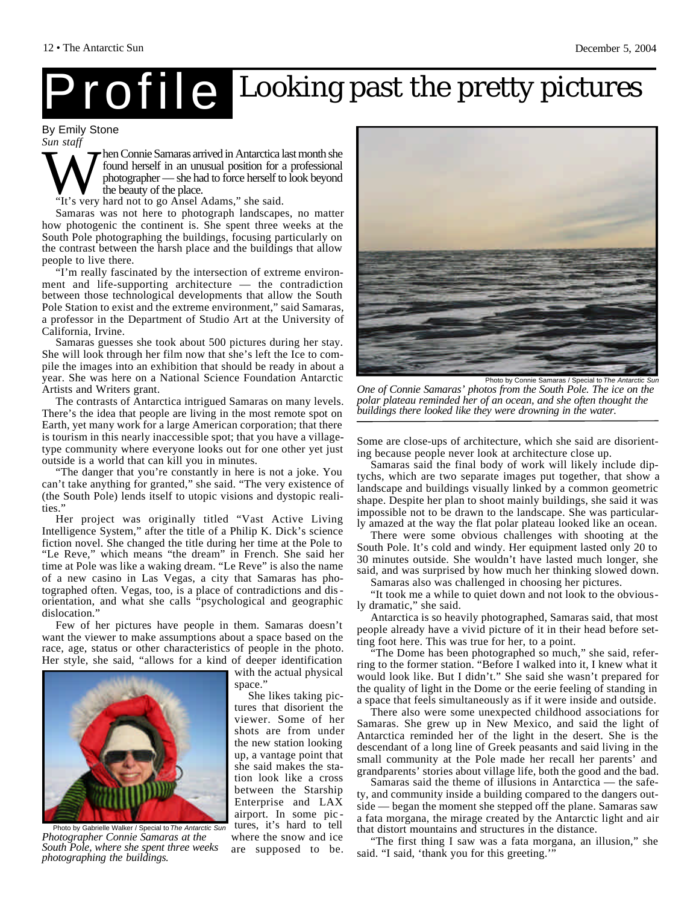# Profile: Looking past the pretty pictures

By Emily Stone
*Sun staff*

When Connie Samaras arrived in Antarctica last month she found herself in an unusual position for a professional photographer — she had to force herself to look beyond the beauty of the place.

"It's very hard not to go Ansel Adams," she said.

Samaras was not here to photograph landscapes, no matter how photogenic the continent is. She spent three weeks at the South Pole photographing the buildings, focusing particularly on the contrast between the harsh place and the buildings that allow people to live there.

"I'm really fascinated by the intersection of extreme environment and life-supporting architecture — the contradiction between those technological developments that allow the South Pole Station to exist and the extreme environment," said Samaras, a professor in the Department of Studio Art at the University of California, Irvine.

Samaras guesses she took about 500 pictures during her stay. She will look through her film now that she's left the Ice to compile the images into an exhibition that should be ready in about a year. She was here on a National Science Foundation Antarctic Artists and Writers grant.

The contrasts of Antarctica intrigued Samaras on many levels. There's the idea that people are living in the most remote spot on Earth, yet many work for a large American corporation; that there is tourism in this nearly inaccessible spot; that you have a village-type community where everyone looks out for one other yet just outside is a world that can kill you in minutes.

"The danger that you're constantly in here is not a joke. You can't take anything for granted," she said. "The very existence of (the South Pole) lends itself to utopic visions and dystopic realities."

Her project was originally titled "Vast Active Living Intelligence System," after the title of a Philip K. Dick's science fiction novel. She changed the title during her time at the Pole to "Le Reve," which means "the dream" in French. She said her time at Pole was like a waking dream. "Le Reve" is also the name of a new casino in Las Vegas, a city that Samaras has photographed often. Vegas, too, is a place of contradictions and disorientation, and what she calls "psychological and geographic dislocation."

Few of her pictures have people in them. Samaras doesn't want the viewer to make assumptions about a space based on the race, age, status or other characteristics of people in the photo. Her style, she said, "allows for a kind of deeper identification with the actual physical space."

Photo by Gabrielle Walker / Special to *The Antarctic Sun*
*Photographer Connie Samaras at the South Pole, where she spent three weeks photographing the buildings.*

She likes taking pictures that disorient the viewer. Some of her shots are from under the new station looking up, a vantage point that she said makes the station look like a cross between the Starship Enterprise and LAX airport. In some pictures, it's hard to tell where the snow and ice are supposed to be.

Photo by Connie Samaras / Special to *The Antarctic Sun*
*One of Connie Samaras' photos from the South Pole. The ice on the polar plateau reminded her of an ocean, and she often thought the buildings there looked like they were drowning in the water.*

Some are close-ups of architecture, which she said are disorienting because people never look at architecture close up.

Samaras said the final body of work will likely include diptychs, which are two separate images put together, that show a landscape and buildings visually linked by a common geometric shape. Despite her plan to shoot mainly buildings, she said it was impossible not to be drawn to the landscape. She was particularly amazed at the way the flat polar plateau looked like an ocean.

There were some obvious challenges with shooting at the South Pole. It's cold and windy. Her equipment lasted only 20 to 30 minutes outside. She wouldn't have lasted much longer, she said, and was surprised by how much her thinking slowed down.

Samaras also was challenged in choosing her pictures.

"It took me a while to quiet down and not look to the obviously dramatic," she said.

Antarctica is so heavily photographed, Samaras said, that most people already have a vivid picture of it in their head before setting foot here. This was true for her, to a point.

"The Dome has been photographed so much," she said, referring to the former station. "Before I walked into it, I knew what it would look like. But I didn't." She said she wasn't prepared for the quality of light in the Dome or the eerie feeling of standing in a space that feels simultaneously as if it were inside and outside.

There also were some unexpected childhood associations for Samaras. She grew up in New Mexico, and said the light of Antarctica reminded her of the light in the desert. She is the descendant of a long line of Greek peasants and said living in the small community at the Pole made her recall her parents' and grandparents' stories about village life, both the good and the bad.

Samaras said the theme of illusions in Antarctica — the safety, and community inside a building compared to the dangers outside — began the moment she stepped off the plane. Samaras saw a fata morgana, the mirage created by the Antarctic light and air that distort mountains and structures in the distance.

"The first thing I saw was a fata morgana, an illusion," she said. "I said, 'thank you for this greeting.'"